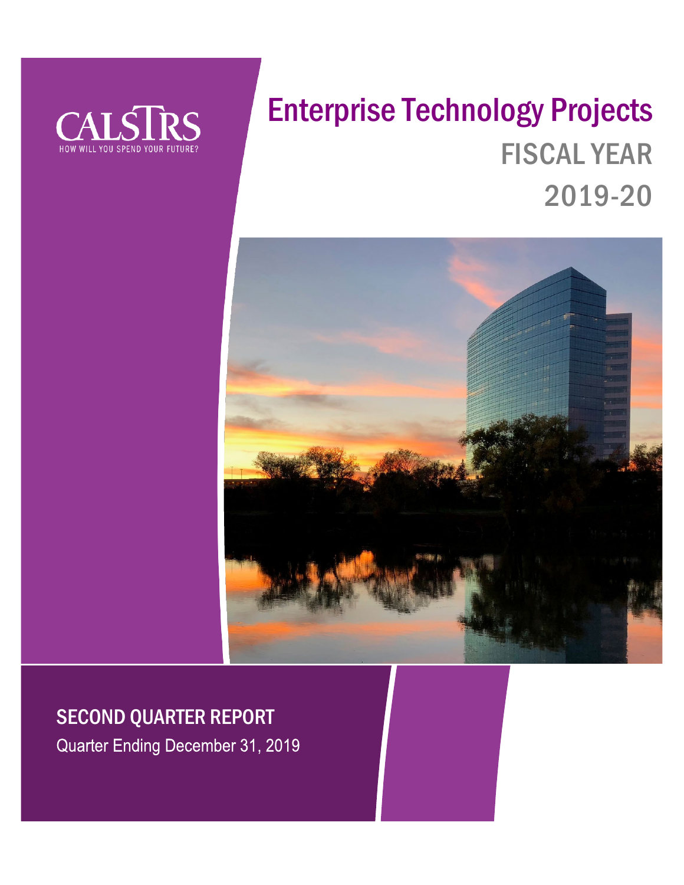CALSTRS

HOW WILL YOU SPEND YOUR FUTURE?

# Enterprise Technology Projects

## FISCAL YEAR 2019-20

## SECOND QUARTER REPORT

Quarter Ending December 31, 2019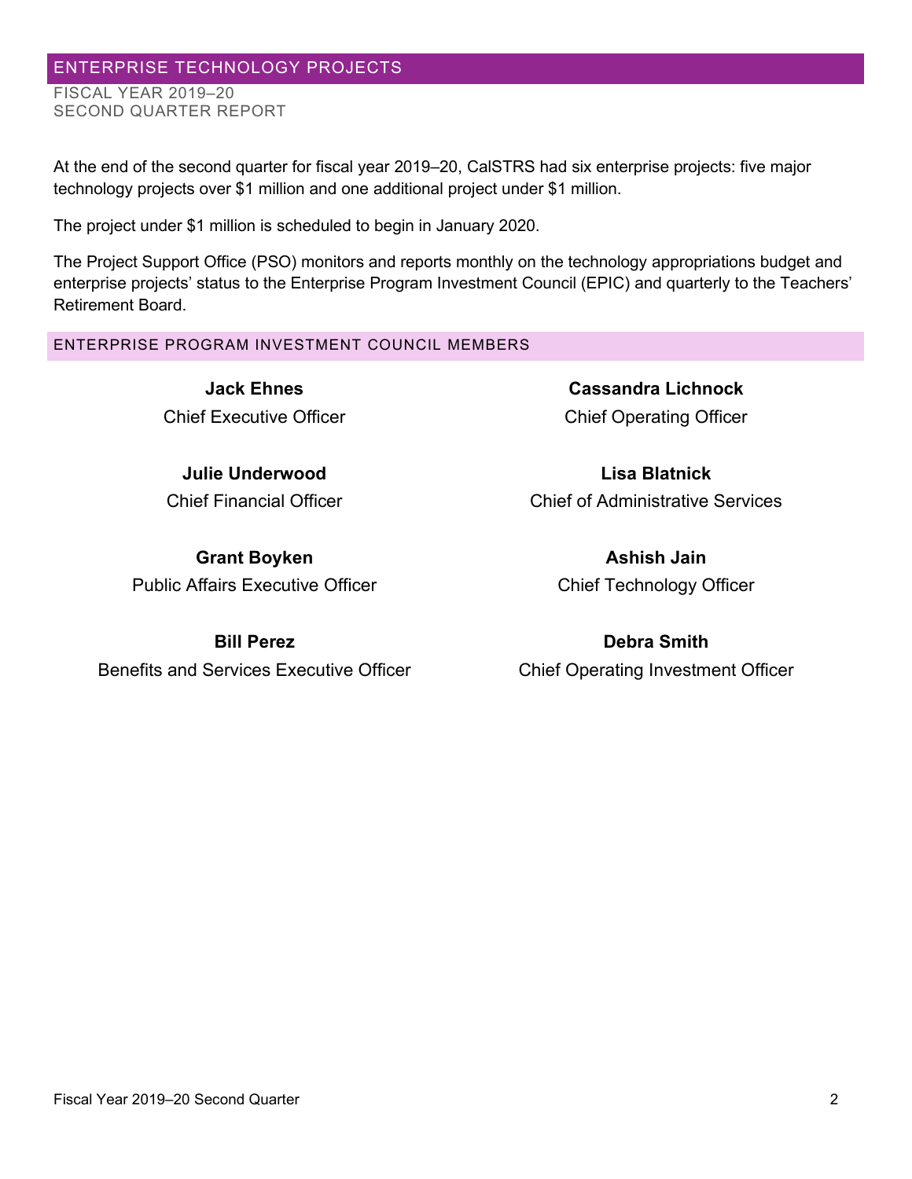## ENTERPRISE TECHNOLOGY PROJECTS

FISCAL YEAR 2019–20
SECOND QUARTER REPORT

At the end of the second quarter for fiscal year 2019–20, CalSTRS had six enterprise projects: five major technology projects over $1 million and one additional project under $1 million.

The project under $1 million is scheduled to begin in January 2020.

The Project Support Office (PSO) monitors and reports monthly on the technology appropriations budget and enterprise projects' status to the Enterprise Program Investment Council (EPIC) and quarterly to the Teachers' Retirement Board.

### ENTERPRISE PROGRAM INVESTMENT COUNCIL MEMBERS

**Jack Ehnes**
Chief Executive Officer

**Cassandra Lichnock**
Chief Operating Officer

**Julie Underwood**
Chief Financial Officer

**Lisa Blatnick**
Chief of Administrative Services

**Grant Boyken**
Public Affairs Executive Officer

**Ashish Jain**
Chief Technology Officer

**Bill Perez**
Benefits and Services Executive Officer

**Debra Smith**
Chief Operating Investment Officer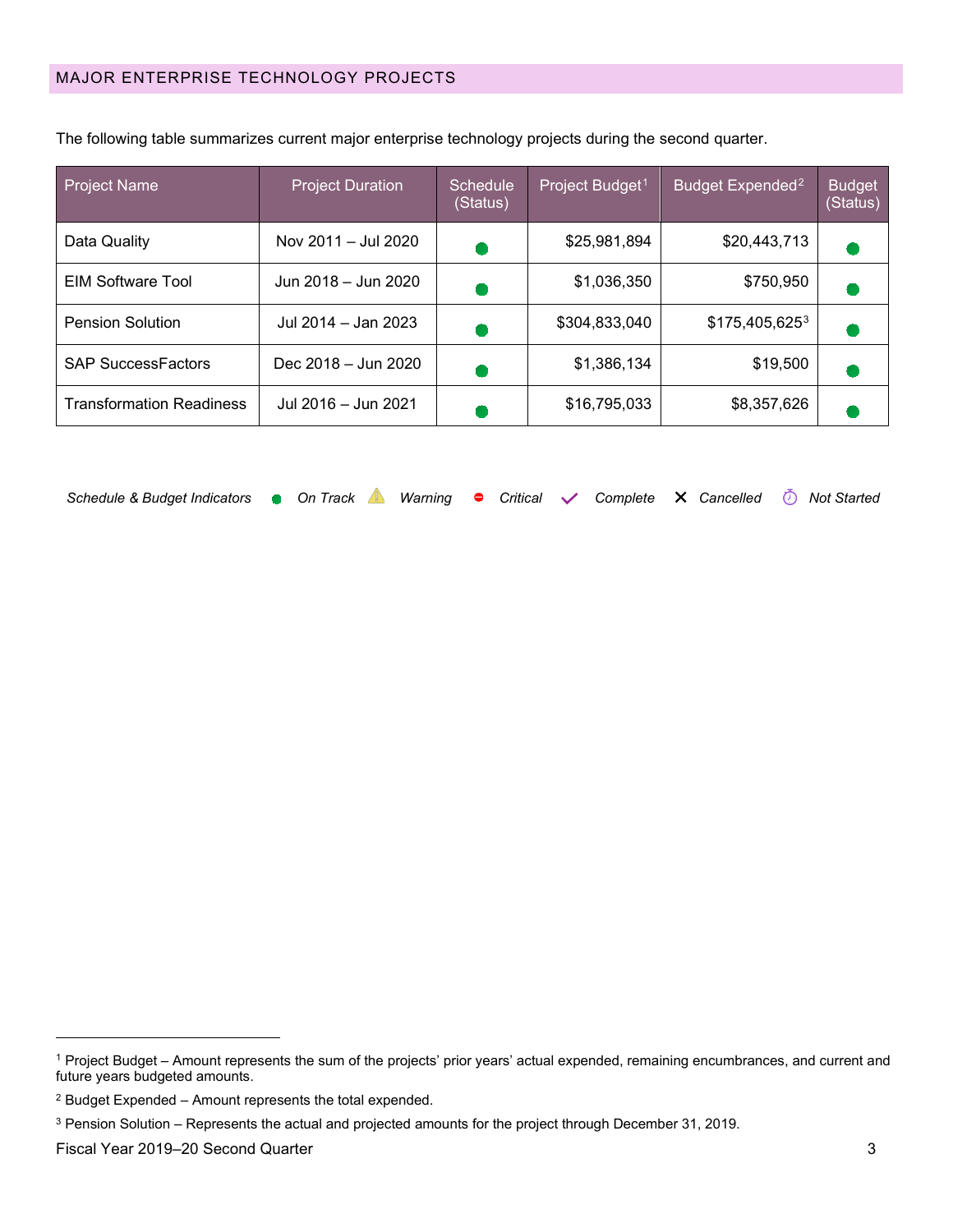## MAJOR ENTERPRISE TECHNOLOGY PROJECTS

The following table summarizes current major enterprise technology projects during the second quarter.

| Project Name | Project Duration | Schedule (Status) | Project Budget[1] | Budget Expended[2] | Budget (Status) |
|---|---|---|---|---|---|
| Data Quality | Nov 2011 – Jul 2020 | On Track | $25,981,894 | $20,443,713 | On Track |
| EIM Software Tool | Jun 2018 – Jun 2020 | On Track | $1,036,350 | $750,950 | On Track |
| Pension Solution | Jul 2014 – Jan 2023 | On Track | $304,833,040 | $175,405,625[3] | On Track |
| SAP SuccessFactors | Dec 2018 – Jun 2020 | On Track | $1,386,134 | $19,500 | On Track |
| Transformation Readiness | Jul 2016 – Jun 2021 | On Track | $16,795,033 | $8,357,626 | On Track |

*Schedule & Budget Indicators* — *On Track* · *Warning* · *Critical* · *Complete* · *Cancelled* · *Not Started*

[1] Project Budget – Amount represents the sum of the projects' prior years' actual expended, remaining encumbrances, and current and future years budgeted amounts.

[2] Budget Expended – Amount represents the total expended.

[3] Pension Solution – Represents the actual and projected amounts for the project through December 31, 2019.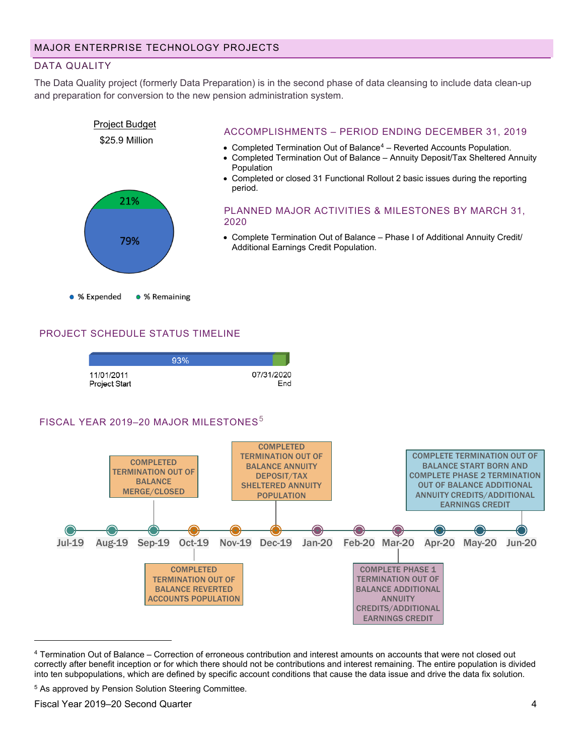# MAJOR ENTERPRISE TECHNOLOGY PROJECTS

## DATA QUALITY

The Data Quality project (formerly Data Preparation) is in the second phase of data cleansing to include data clean-up and preparation for conversion to the new pension administration system.

Project Budget

$25.9 Million

- % Expended: 79%
- % Remaining: 21%

### ACCOMPLISHMENTS – PERIOD ENDING DECEMBER 31, 2019

- Completed Termination Out of Balance[4] – Reverted Accounts Population.
- Completed Termination Out of Balance – Annuity Deposit/Tax Sheltered Annuity Population
- Completed or closed 31 Functional Rollout 2 basic issues during the reporting period.

### PLANNED MAJOR ACTIVITIES & MILESTONES BY MARCH 31, 2020

- Complete Termination Out of Balance – Phase I of Additional Annuity Credit/ Additional Earnings Credit Population.

### PROJECT SCHEDULE STATUS TIMELINE

93%

11/01/2011 Project Start — 07/31/2020 End

### FISCAL YEAR 2019–20 MAJOR MILESTONES[5]

| Month | Milestone |
|---|---|
| Jul-19 | |
| Aug-19 | |
| Sep-19 | COMPLETED TERMINATION OUT OF BALANCE MERGE/CLOSED |
| Oct-19 | COMPLETED TERMINATION OUT OF BALANCE REVERTED ACCOUNTS POPULATION |
| Nov-19 | |
| Dec-19 | COMPLETED TERMINATION OUT OF BALANCE ANNUITY DEPOSIT/TAX SHELTERED ANNUITY POPULATION |
| Jan-20 | |
| Feb-20 | |
| Mar-20 | COMPLETE PHASE 1 TERMINATION OUT OF BALANCE ADDITIONAL ANNUITY CREDITS/ADDITIONAL EARNINGS CREDIT |
| Apr-20 | |
| May-20 | |
| Jun-20 | COMPLETE TERMINATION OUT OF BALANCE START BORN AND COMPLETE PHASE 2 TERMINATION OUT OF BALANCE ADDITIONAL ANNUITY CREDITS/ADDITIONAL EARNINGS CREDIT |

---

[4] Termination Out of Balance – Correction of erroneous contribution and interest amounts on accounts that were not closed out correctly after benefit inception or for which there should not be contributions and interest remaining. The entire population is divided into ten subpopulations, which are defined by specific account conditions that cause the data issue and drive the data fix solution.

[5] As approved by Pension Solution Steering Committee.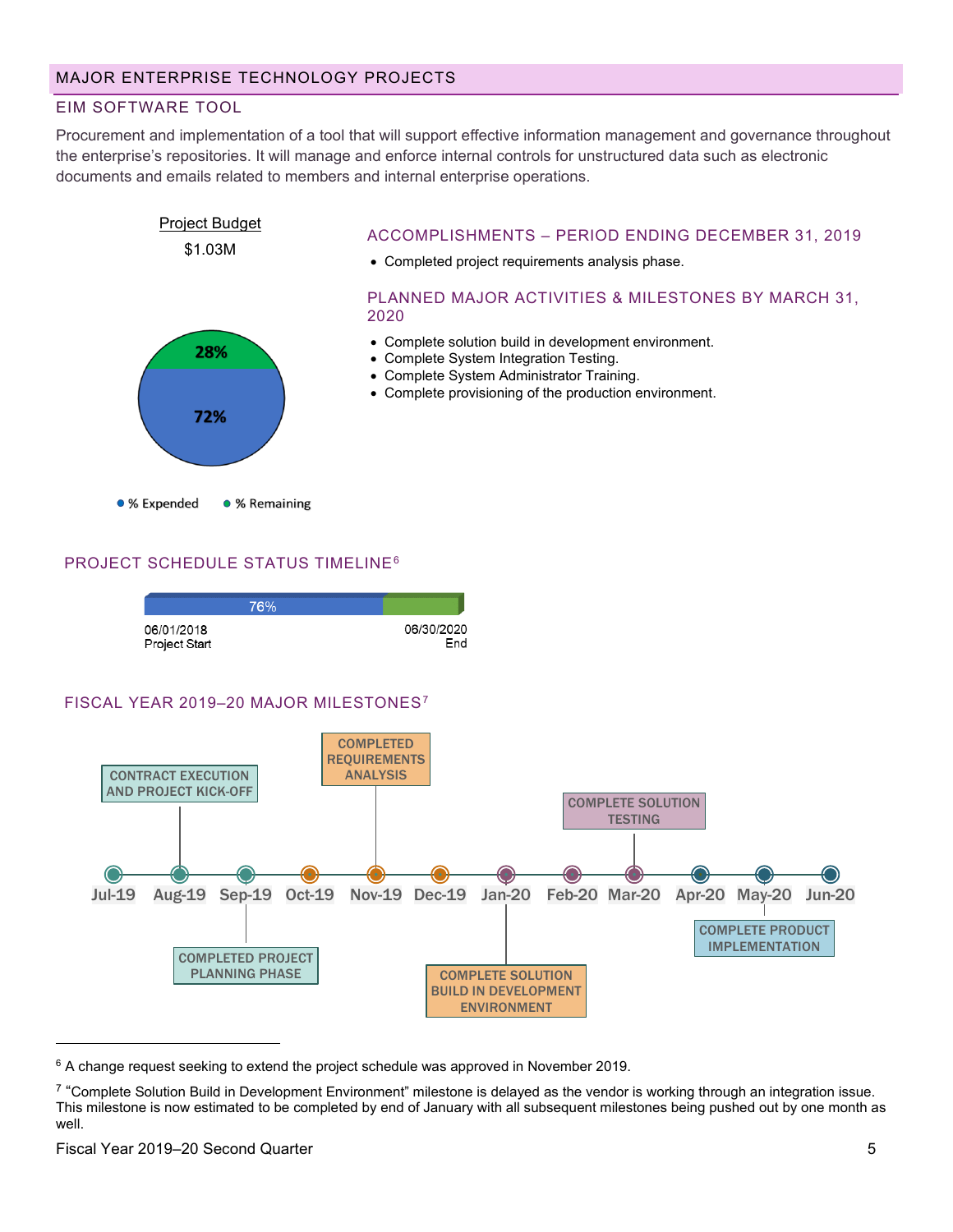# MAJOR ENTERPRISE TECHNOLOGY PROJECTS

## EIM SOFTWARE TOOL

Procurement and implementation of a tool that will support effective information management and governance throughout the enterprise's repositories. It will manage and enforce internal controls for unstructured data such as electronic documents and emails related to members and internal enterprise operations.

Project Budget

$1.03M

28%

72%

● % Expended ● % Remaining

### ACCOMPLISHMENTS – PERIOD ENDING DECEMBER 31, 2019

- Completed project requirements analysis phase.

### PLANNED MAJOR ACTIVITIES & MILESTONES BY MARCH 31, 2020

- Complete solution build in development environment.
- Complete System Integration Testing.
- Complete System Administrator Training.
- Complete provisioning of the production environment.

### PROJECT SCHEDULE STATUS TIMELINE[6]

76%

06/01/2018 Project Start

06/30/2020 End

### FISCAL YEAR 2019–20 MAJOR MILESTONES[7]

Jul-19 Aug-19 Sep-19 Oct-19 Nov-19 Dec-19 Jan-20 Feb-20 Mar-20 Apr-20 May-20 Jun-20

- Aug-19: CONTRACT EXECUTION AND PROJECT KICK-OFF
- Sep-19: COMPLETED PROJECT PLANNING PHASE
- Nov-19: COMPLETED REQUIREMENTS ANALYSIS
- Jan-20: COMPLETE SOLUTION BUILD IN DEVELOPMENT ENVIRONMENT
- Mar-20: COMPLETE SOLUTION TESTING
- May-20: COMPLETE PRODUCT IMPLEMENTATION

---

[6] A change request seeking to extend the project schedule was approved in November 2019.

[7] "Complete Solution Build in Development Environment" milestone is delayed as the vendor is working through an integration issue. This milestone is now estimated to be completed by end of January with all subsequent milestones being pushed out by one month as well.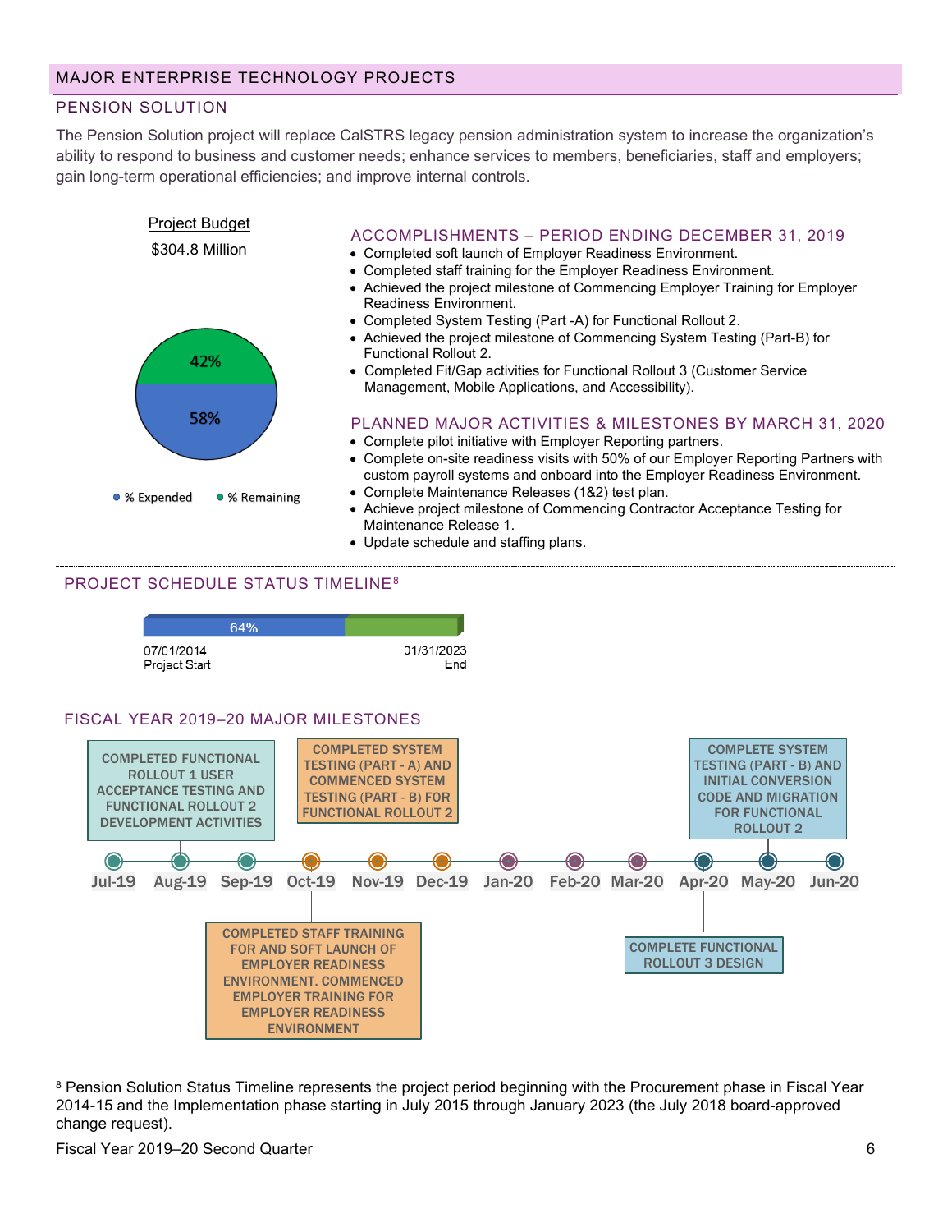## MAJOR ENTERPRISE TECHNOLOGY PROJECTS

### PENSION SOLUTION

The Pension Solution project will replace CalSTRS legacy pension administration system to increase the organization's ability to respond to business and customer needs; enhance services to members, beneficiaries, staff and employers; gain long-term operational efficiencies; and improve internal controls.

Project Budget

$304.8 Million

- % Expended: 58%
- % Remaining: 42%

### ACCOMPLISHMENTS – PERIOD ENDING DECEMBER 31, 2019

- Completed soft launch of Employer Readiness Environment.
- Completed staff training for the Employer Readiness Environment.
- Achieved the project milestone of Commencing Employer Training for Employer Readiness Environment.
- Completed System Testing (Part -A) for Functional Rollout 2.
- Achieved the project milestone of Commencing System Testing (Part-B) for Functional Rollout 2.
- Completed Fit/Gap activities for Functional Rollout 3 (Customer Service Management, Mobile Applications, and Accessibility).

### PLANNED MAJOR ACTIVITIES & MILESTONES BY MARCH 31, 2020

- Complete pilot initiative with Employer Reporting partners.
- Complete on-site readiness visits with 50% of our Employer Reporting Partners with custom payroll systems and onboard into the Employer Readiness Environment.
- Complete Maintenance Releases (1&2) test plan.
- Achieve project milestone of Commencing Contractor Acceptance Testing for Maintenance Release 1.
- Update schedule and staffing plans.

### PROJECT SCHEDULE STATUS TIMELINE[8]

64%

07/01/2014 Project Start — 01/31/2023 End

### FISCAL YEAR 2019–20 MAJOR MILESTONES

- **Aug-19:** COMPLETED FUNCTIONAL ROLLOUT 1 USER ACCEPTANCE TESTING AND FUNCTIONAL ROLLOUT 2 DEVELOPMENT ACTIVITIES
- **Oct-19:** COMPLETED STAFF TRAINING FOR AND SOFT LAUNCH OF EMPLOYER READINESS ENVIRONMENT. COMMENCED EMPLOYER TRAINING FOR EMPLOYER READINESS ENVIRONMENT
- **Nov-19:** COMPLETED SYSTEM TESTING (PART - A) AND COMMENCED SYSTEM TESTING (PART - B) FOR FUNCTIONAL ROLLOUT 2
- **Apr-20:** COMPLETE FUNCTIONAL ROLLOUT 3 DESIGN
- **May-20:** COMPLETE SYSTEM TESTING (PART - B) AND INITIAL CONVERSION CODE AND MIGRATION FOR FUNCTIONAL ROLLOUT 2

Jul-19 | Aug-19 | Sep-19 | Oct-19 | Nov-19 | Dec-19 | Jan-20 | Feb-20 | Mar-20 | Apr-20 | May-20 | Jun-20

---

[8] Pension Solution Status Timeline represents the project period beginning with the Procurement phase in Fiscal Year 2014-15 and the Implementation phase starting in July 2015 through January 2023 (the July 2018 board-approved change request).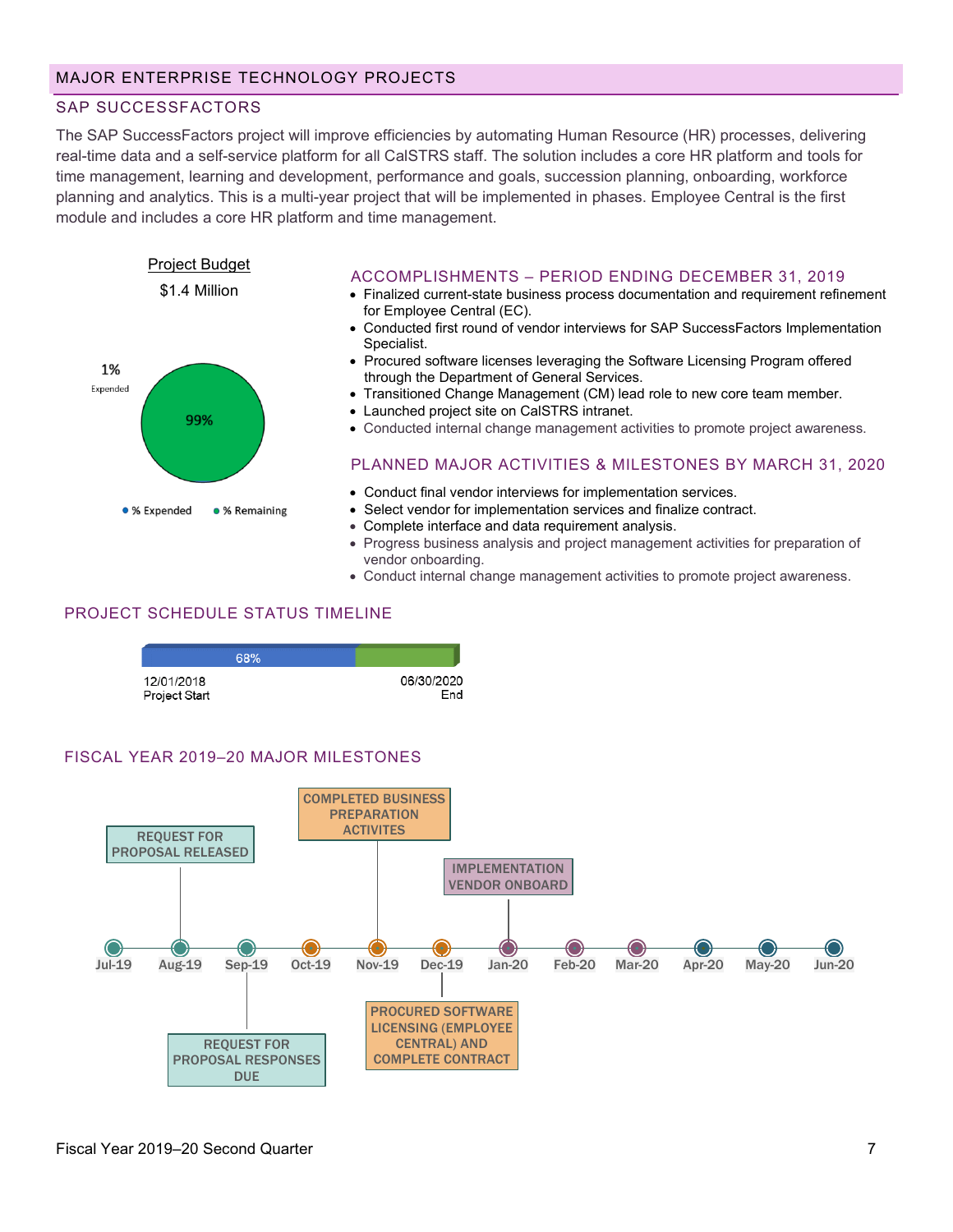## MAJOR ENTERPRISE TECHNOLOGY PROJECTS

### SAP SUCCESSFACTORS

The SAP SuccessFactors project will improve efficiencies by automating Human Resource (HR) processes, delivering real-time data and a self-service platform for all CalSTRS staff. The solution includes a core HR platform and tools for time management, learning and development, performance and goals, succession planning, onboarding, workforce planning and analytics. This is a multi-year project that will be implemented in phases. Employee Central is the first module and includes a core HR platform and time management.

Project Budget

$1.4 Million

1% Expended

99%

● % Expended ● % Remaining

### ACCOMPLISHMENTS – PERIOD ENDING DECEMBER 31, 2019

- Finalized current-state business process documentation and requirement refinement for Employee Central (EC).
- Conducted first round of vendor interviews for SAP SuccessFactors Implementation Specialist.
- Procured software licenses leveraging the Software Licensing Program offered through the Department of General Services.
- Transitioned Change Management (CM) lead role to new core team member.
- Launched project site on CalSTRS intranet.
- Conducted internal change management activities to promote project awareness.

### PLANNED MAJOR ACTIVITIES & MILESTONES BY MARCH 31, 2020

- Conduct final vendor interviews for implementation services.
- Select vendor for implementation services and finalize contract.
- Complete interface and data requirement analysis.
- Progress business analysis and project management activities for preparation of vendor onboarding.
- Conduct internal change management activities to promote project awareness.

### PROJECT SCHEDULE STATUS TIMELINE

68%

12/01/2018 Project Start — 06/30/2020 End

### FISCAL YEAR 2019–20 MAJOR MILESTONES

| Month | Milestone |
|---|---|
| Jul-19 | |
| Aug-19 | REQUEST FOR PROPOSAL RELEASED |
| Sep-19 | REQUEST FOR PROPOSAL RESPONSES DUE |
| Oct-19 | |
| Nov-19 | COMPLETED BUSINESS PREPARATION ACTIVITES |
| Dec-19 | PROCURED SOFTWARE LICENSING (EMPLOYEE CENTRAL) AND COMPLETE CONTRACT |
| Jan-20 | IMPLEMENTATION VENDOR ONBOARD |
| Feb-20 | |
| Mar-20 | |
| Apr-20 | |
| May-20 | |
| Jun-20 | |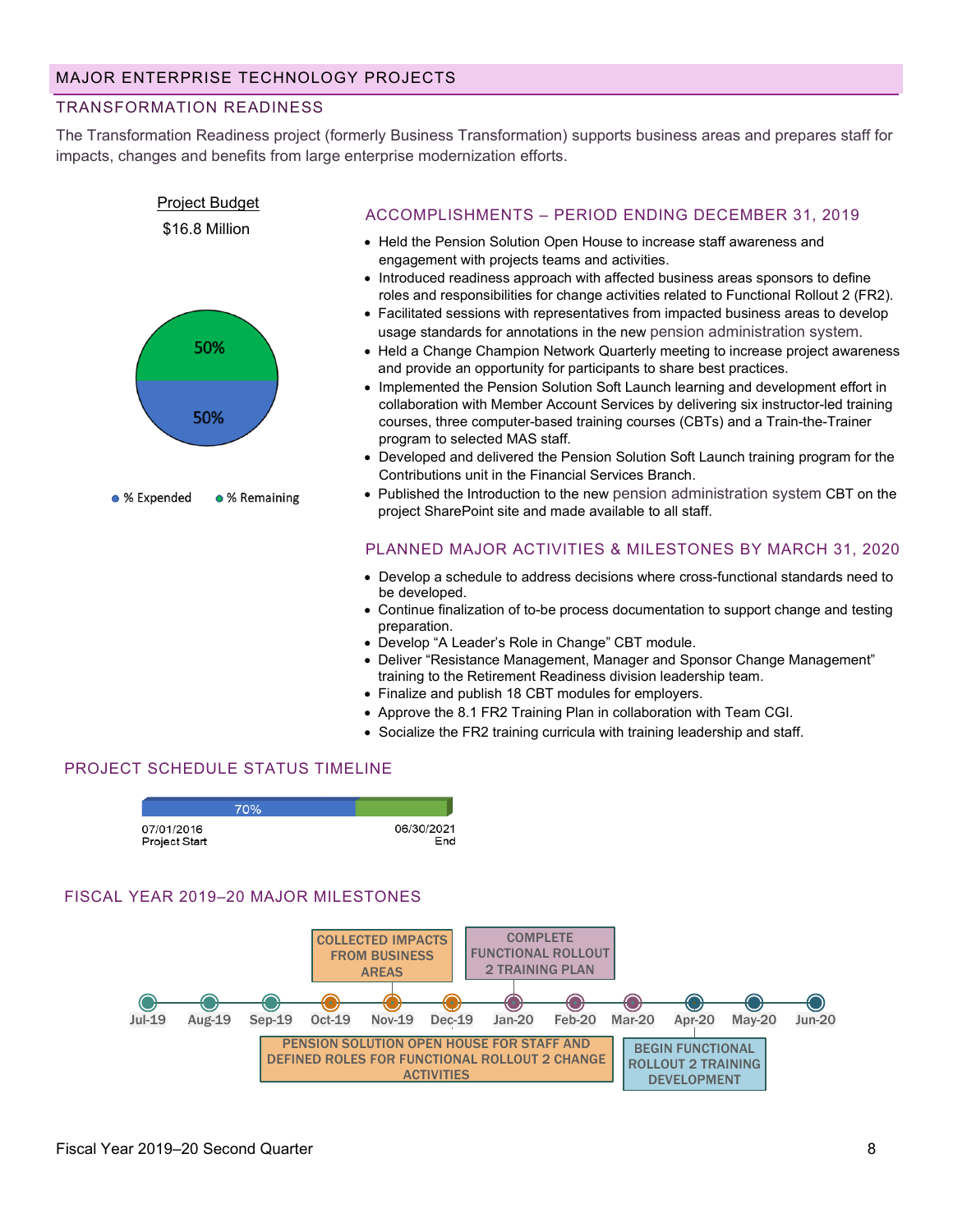## MAJOR ENTERPRISE TECHNOLOGY PROJECTS

### TRANSFORMATION READINESS

The Transformation Readiness project (formerly Business Transformation) supports business areas and prepares staff for impacts, changes and benefits from large enterprise modernization efforts.

Project Budget

$16.8 Million

50%

50%

% Expended % Remaining

### ACCOMPLISHMENTS – PERIOD ENDING DECEMBER 31, 2019

- Held the Pension Solution Open House to increase staff awareness and engagement with projects teams and activities.
- Introduced readiness approach with affected business areas sponsors to define roles and responsibilities for change activities related to Functional Rollout 2 (FR2).
- Facilitated sessions with representatives from impacted business areas to develop usage standards for annotations in the new pension administration system.
- Held a Change Champion Network Quarterly meeting to increase project awareness and provide an opportunity for participants to share best practices.
- Implemented the Pension Solution Soft Launch learning and development effort in collaboration with Member Account Services by delivering six instructor-led training courses, three computer-based training courses (CBTs) and a Train-the-Trainer program to selected MAS staff.
- Developed and delivered the Pension Solution Soft Launch training program for the Contributions unit in the Financial Services Branch.
- Published the Introduction to the new pension administration system CBT on the project SharePoint site and made available to all staff.

### PLANNED MAJOR ACTIVITIES & MILESTONES BY MARCH 31, 2020

- Develop a schedule to address decisions where cross-functional standards need to be developed.
- Continue finalization of to-be process documentation to support change and testing preparation.
- Develop "A Leader's Role in Change" CBT module.
- Deliver "Resistance Management, Manager and Sponsor Change Management" training to the Retirement Readiness division leadership team.
- Finalize and publish 18 CBT modules for employers.
- Approve the 8.1 FR2 Training Plan in collaboration with Team CGI.
- Socialize the FR2 training curricula with training leadership and staff.

### PROJECT SCHEDULE STATUS TIMELINE

70%

07/01/2016 Project Start — 06/30/2021 End

### FISCAL YEAR 2019–20 MAJOR MILESTONES

Jul-19, Aug-19, Sep-19, Oct-19, Nov-19, Dec-19, Jan-20, Feb-20, Mar-20, Apr-20, May-20, Jun-20

- Nov-19: COLLECTED IMPACTS FROM BUSINESS AREAS
- Dec-19: PENSION SOLUTION OPEN HOUSE FOR STAFF AND DEFINED ROLES FOR FUNCTIONAL ROLLOUT 2 CHANGE ACTIVITIES
- Jan-20: COMPLETE FUNCTIONAL ROLLOUT 2 TRAINING PLAN
- Apr-20: BEGIN FUNCTIONAL ROLLOUT 2 TRAINING DEVELOPMENT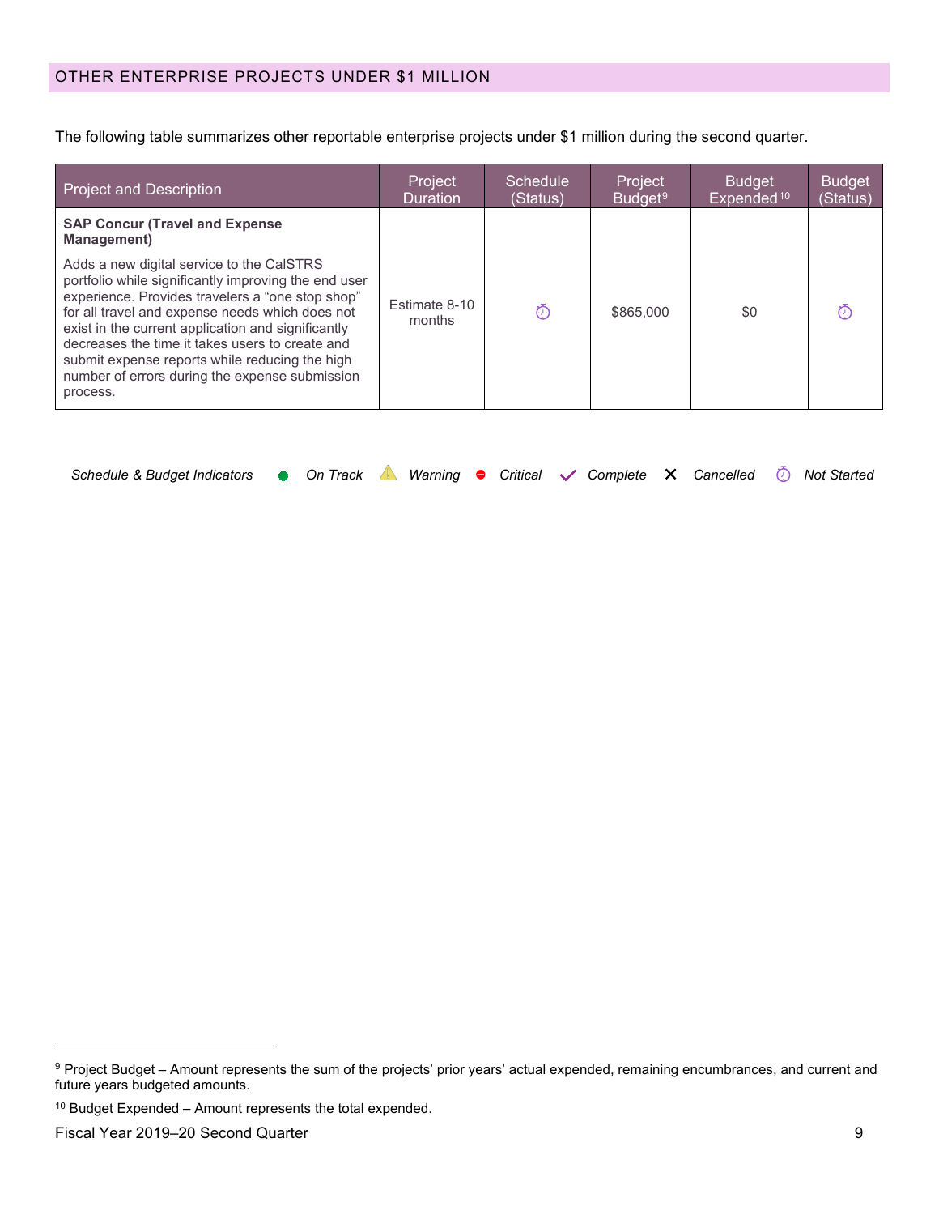## OTHER ENTERPRISE PROJECTS UNDER $1 MILLION

The following table summarizes other reportable enterprise projects under $1 million during the second quarter.

| Project and Description | Project Duration | Schedule (Status) | Project Budget[9] | Budget Expended[10] | Budget (Status) |
|---|---|---|---|---|---|
| **SAP Concur (Travel and Expense Management)** Adds a new digital service to the CalSTRS portfolio while significantly improving the end user experience. Provides travelers a "one stop shop" for all travel and expense needs which does not exist in the current application and significantly decreases the time it takes users to create and submit expense reports while reducing the high number of errors during the expense submission process. | Estimate 8-10 months | Not Started | $865,000 | $0 | Not Started |

*Schedule & Budget Indicators* — *On Track* · *Warning* · *Critical* · *Complete* · *Cancelled* · *Not Started*

[9] Project Budget – Amount represents the sum of the projects' prior years' actual expended, remaining encumbrances, and current and future years budgeted amounts.

[10] Budget Expended – Amount represents the total expended.